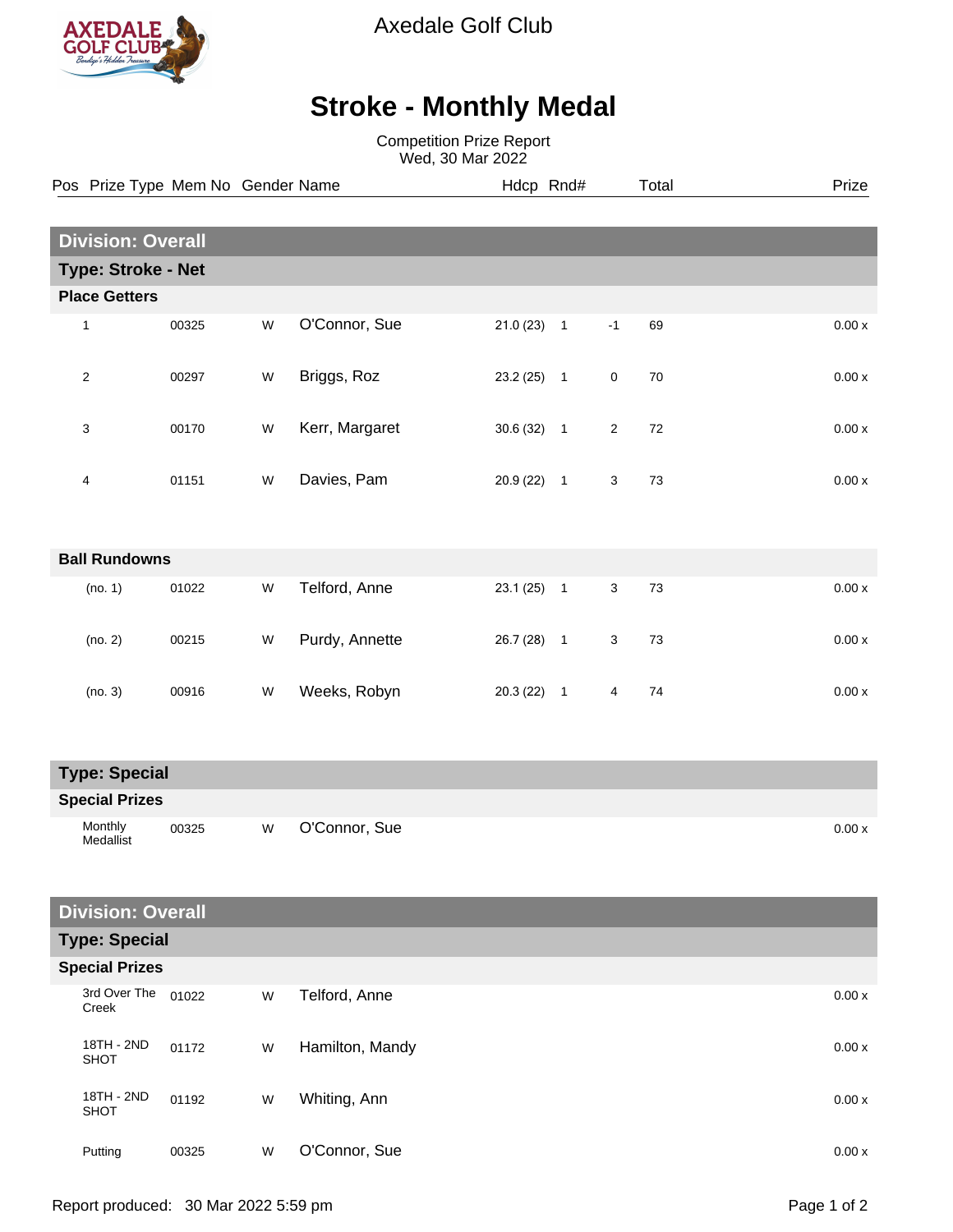# Axedale Golf Club

## Stroke - Monthly Medal

Competition Prize Report
Wed, 30 Mar 2022

| Pos | Prize Type | Mem No | Gender | Name | Hdcp | Rnd# | | Total | Prize |
|---|---|---|---|---|---|---|---|---|---|
| **Division: Overall** | | | | | | | | | |
| **Type: Stroke - Net** | | | | | | | | | |
| **Place Getters** | | | | | | | | | |
| 1 | | 00325 | W | O'Connor, Sue | 21.0 (23) | 1 | -1 | 69 | 0.00 x |
| 2 | | 00297 | W | Briggs, Roz | 23.2 (25) | 1 | 0 | 70 | 0.00 x |
| 3 | | 00170 | W | Kerr, Margaret | 30.6 (32) | 1 | 2 | 72 | 0.00 x |
| 4 | | 01151 | W | Davies, Pam | 20.9 (22) | 1 | 3 | 73 | 0.00 x |
| **Ball Rundowns** | | | | | | | | | |
| (no. 1) | | 01022 | W | Telford, Anne | 23.1 (25) | 1 | 3 | 73 | 0.00 x |
| (no. 2) | | 00215 | W | Purdy, Annette | 26.7 (28) | 1 | 3 | 73 | 0.00 x |
| (no. 3) | | 00916 | W | Weeks, Robyn | 20.3 (22) | 1 | 4 | 74 | 0.00 x |
| **Type: Special** | | | | | | | | | |
| **Special Prizes** | | | | | | | | | |
| | Monthly Medallist | 00325 | W | O'Connor, Sue | | | | | 0.00 x |
| **Division: Overall** | | | | | | | | | |
| **Type: Special** | | | | | | | | | |
| **Special Prizes** | | | | | | | | | |
| | 3rd Over The Creek | 01022 | W | Telford, Anne | | | | | 0.00 x |
| | 18TH - 2ND SHOT | 01172 | W | Hamilton, Mandy | | | | | 0.00 x |
| | 18TH - 2ND SHOT | 01192 | W | Whiting, Ann | | | | | 0.00 x |
| | Putting | 00325 | W | O'Connor, Sue | | | | | 0.00 x |

Report produced: 30 Mar 2022 5:59 pm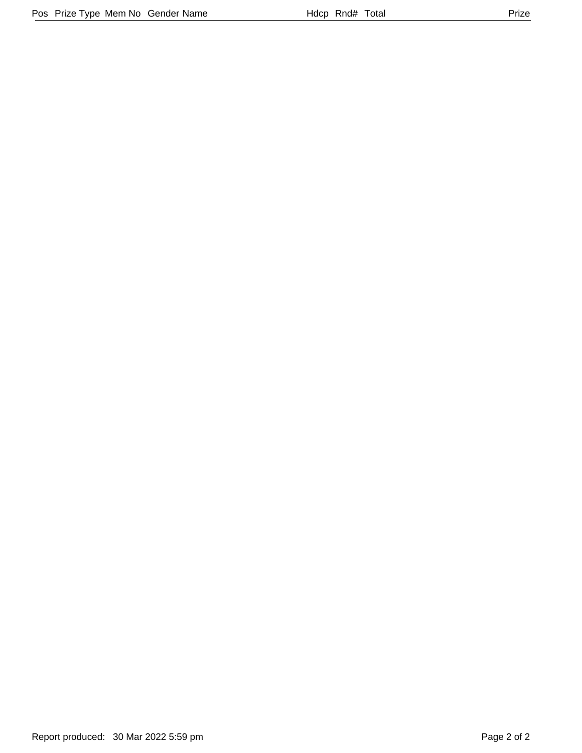| Pos | Prize Type | Mem No | Gender | Name | Hdcp | Rnd# | Total | Prize |
|---|---|---|---|---|---|---|---|---|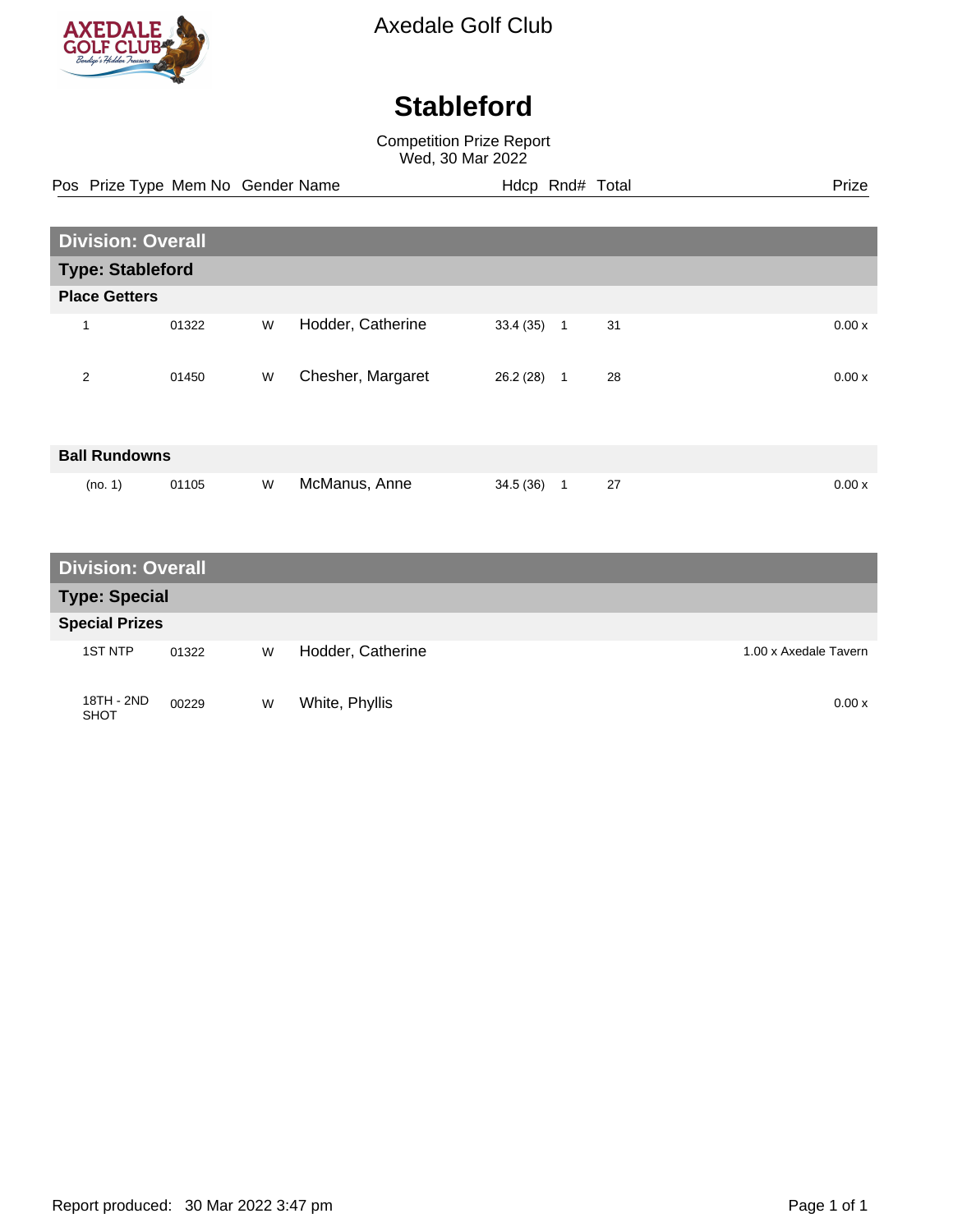Axedale Golf Club

# Stableford

Competition Prize Report
Wed, 30 Mar 2022

| Pos | Prize Type | Mem No | Gender | Name | Hdcp | Rnd# | Total | Prize |
|---|---|---|---|---|---|---|---|---|
| **Division: Overall** | | | | | | | | |
| **Type: Stableford** | | | | | | | | |
| **Place Getters** | | | | | | | | |
| 1 | | 01322 | W | Hodder, Catherine | 33.4 (35) | 1 | 31 | 0.00 x |
| 2 | | 01450 | W | Chesher, Margaret | 26.2 (28) | 1 | 28 | 0.00 x |
| **Ball Rundowns** | | | | | | | | |
| (no. 1) | | 01105 | W | McManus, Anne | 34.5 (36) | 1 | 27 | 0.00 x |

| Pos | Prize Type | Mem No | Gender | Name | Hdcp | Rnd# | Total | Prize |
|---|---|---|---|---|---|---|---|---|
| **Division: Overall** | | | | | | | | |
| **Type: Special** | | | | | | | | |
| **Special Prizes** | | | | | | | | |
| 1ST NTP | | 01322 | W | Hodder, Catherine | | | | 1.00 x Axedale Tavern |
| 18TH - 2ND SHOT | | 00229 | W | White, Phyllis | | | | 0.00 x |

Report produced: 30 Mar 2022 3:47 pm